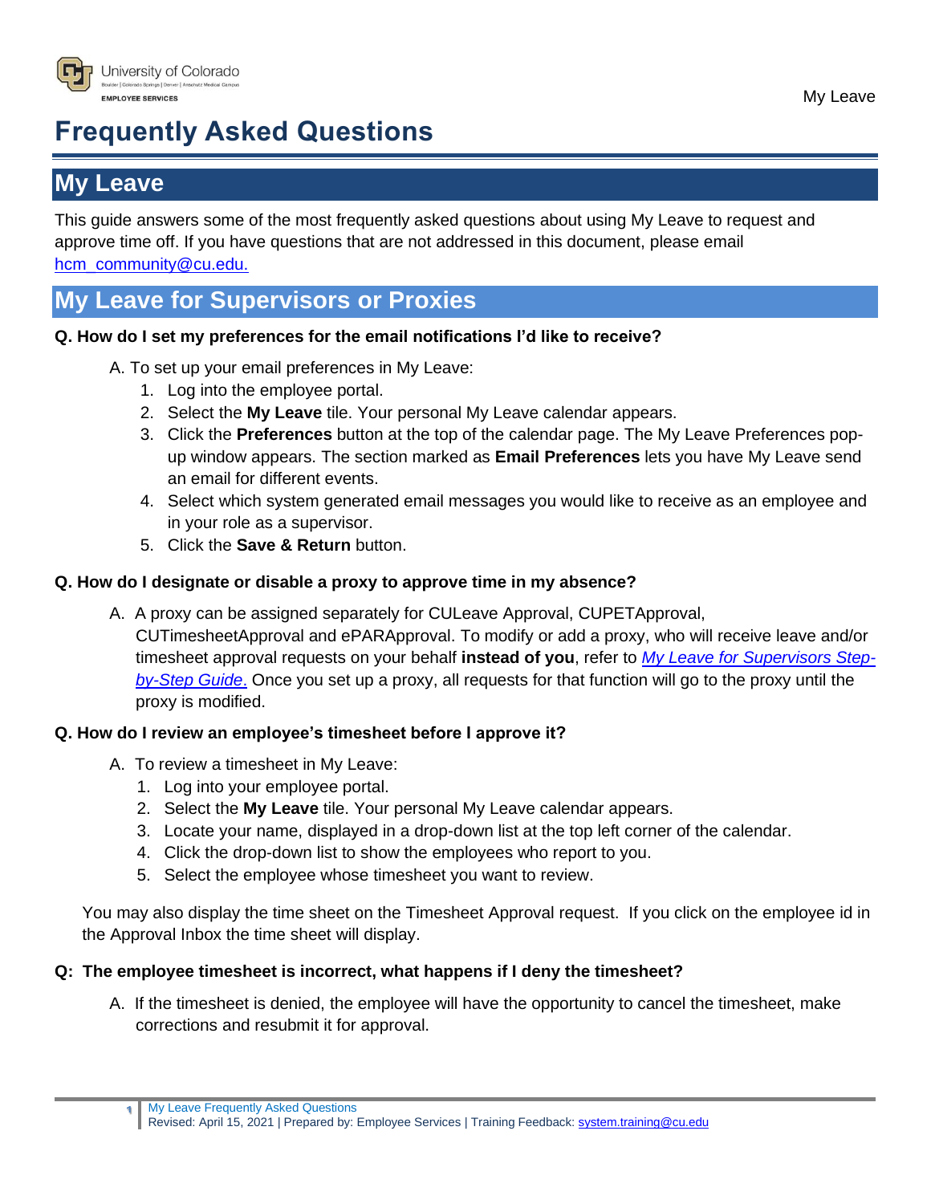# Frequently Asked Questions

## My Leave

This guide answers some of the most frequently asked questions about using My Leave to request and approve time off. If you have questions that are not addressed in this document, please email [hcm_community@cu.edu.](mailto:hcm_community@cu.edu)

## My Leave for Supervisors or Proxies

**Q. How do I set my preferences for the email notifications I'd like to receive?**

A. To set up your email preferences in My Leave:

1. Log into the employee portal.
2. Select the **My Leave** tile. Your personal My Leave calendar appears.
3. Click the **Preferences** button at the top of the calendar page. The My Leave Preferences pop-up window appears. The section marked as **Email Preferences** lets you have My Leave send an email for different events.
4. Select which system generated email messages you would like to receive as an employee and in your role as a supervisor.
5. Click the **Save & Return** button.

**Q. How do I designate or disable a proxy to approve time in my absence?**

A. A proxy can be assigned separately for CULeave Approval, CUPETApproval, CUTimesheetApproval and ePARApproval. To modify or add a proxy, who will receive leave and/or timesheet approval requests on your behalf **instead of you**, refer to *My Leave for Supervisors Step-by-Step Guide*. Once you set up a proxy, all requests for that function will go to the proxy until the proxy is modified.

**Q. How do I review an employee's timesheet before I approve it?**

A. To review a timesheet in My Leave:

1. Log into your employee portal.
2. Select the **My Leave** tile. Your personal My Leave calendar appears.
3. Locate your name, displayed in a drop-down list at the top left corner of the calendar.
4. Click the drop-down list to show the employees who report to you.
5. Select the employee whose timesheet you want to review.

You may also display the time sheet on the Timesheet Approval request. If you click on the employee id in the Approval Inbox the time sheet will display.

**Q: The employee timesheet is incorrect, what happens if I deny the timesheet?**

A. If the timesheet is denied, the employee will have the opportunity to cancel the timesheet, make corrections and resubmit it for approval.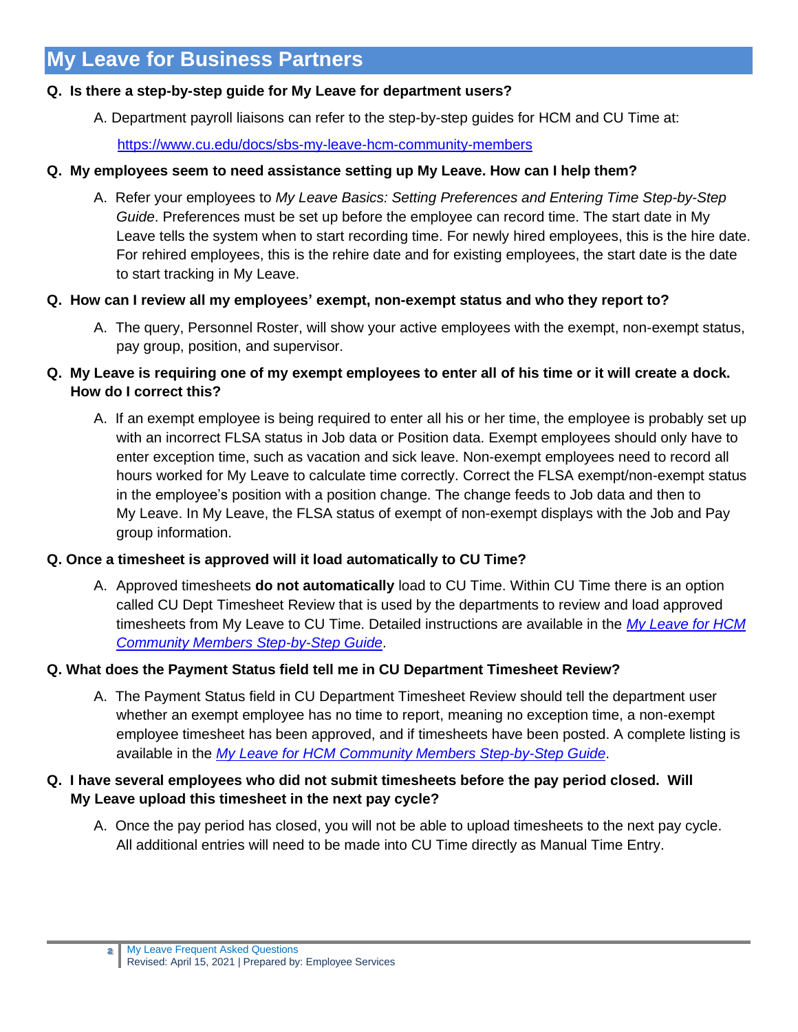# My Leave for Business Partners

**Q. Is there a step-by-step guide for My Leave for department users?**

A. Department payroll liaisons can refer to the step-by-step guides for HCM and CU Time at:

[https://www.cu.edu/docs/sbs-my-leave-hcm-community-members](https://www.cu.edu/docs/sbs-my-leave-hcm-community-members)

**Q. My employees seem to need assistance setting up My Leave. How can I help them?**

A. Refer your employees to *My Leave Basics: Setting Preferences and Entering Time Step-by-Step Guide*. Preferences must be set up before the employee can record time. The start date in My Leave tells the system when to start recording time. For newly hired employees, this is the hire date. For rehired employees, this is the rehire date and for existing employees, the start date is the date to start tracking in My Leave.

**Q. How can I review all my employees' exempt, non-exempt status and who they report to?**

A. The query, Personnel Roster, will show your active employees with the exempt, non-exempt status, pay group, position, and supervisor.

**Q. My Leave is requiring one of my exempt employees to enter all of his time or it will create a dock. How do I correct this?**

A. If an exempt employee is being required to enter all his or her time, the employee is probably set up with an incorrect FLSA status in Job data or Position data. Exempt employees should only have to enter exception time, such as vacation and sick leave. Non-exempt employees need to record all hours worked for My Leave to calculate time correctly. Correct the FLSA exempt/non-exempt status in the employee's position with a position change. The change feeds to Job data and then to My Leave. In My Leave, the FLSA status of exempt of non-exempt displays with the Job and Pay group information.

**Q. Once a timesheet is approved will it load automatically to CU Time?**

A. Approved timesheets **do not automatically** load to CU Time. Within CU Time there is an option called CU Dept Timesheet Review that is used by the departments to review and load approved timesheets from My Leave to CU Time. Detailed instructions are available in the *My Leave for HCM Community Members Step-by-Step Guide*.

**Q. What does the Payment Status field tell me in CU Department Timesheet Review?**

A. The Payment Status field in CU Department Timesheet Review should tell the department user whether an exempt employee has no time to report, meaning no exception time, a non-exempt employee timesheet has been approved, and if timesheets have been posted. A complete listing is available in the *My Leave for HCM Community Members Step-by-Step Guide*.

**Q. I have several employees who did not submit timesheets before the pay period closed. Will My Leave upload this timesheet in the next pay cycle?**

A. Once the pay period has closed, you will not be able to upload timesheets to the next pay cycle. All additional entries will need to be made into CU Time directly as Manual Time Entry.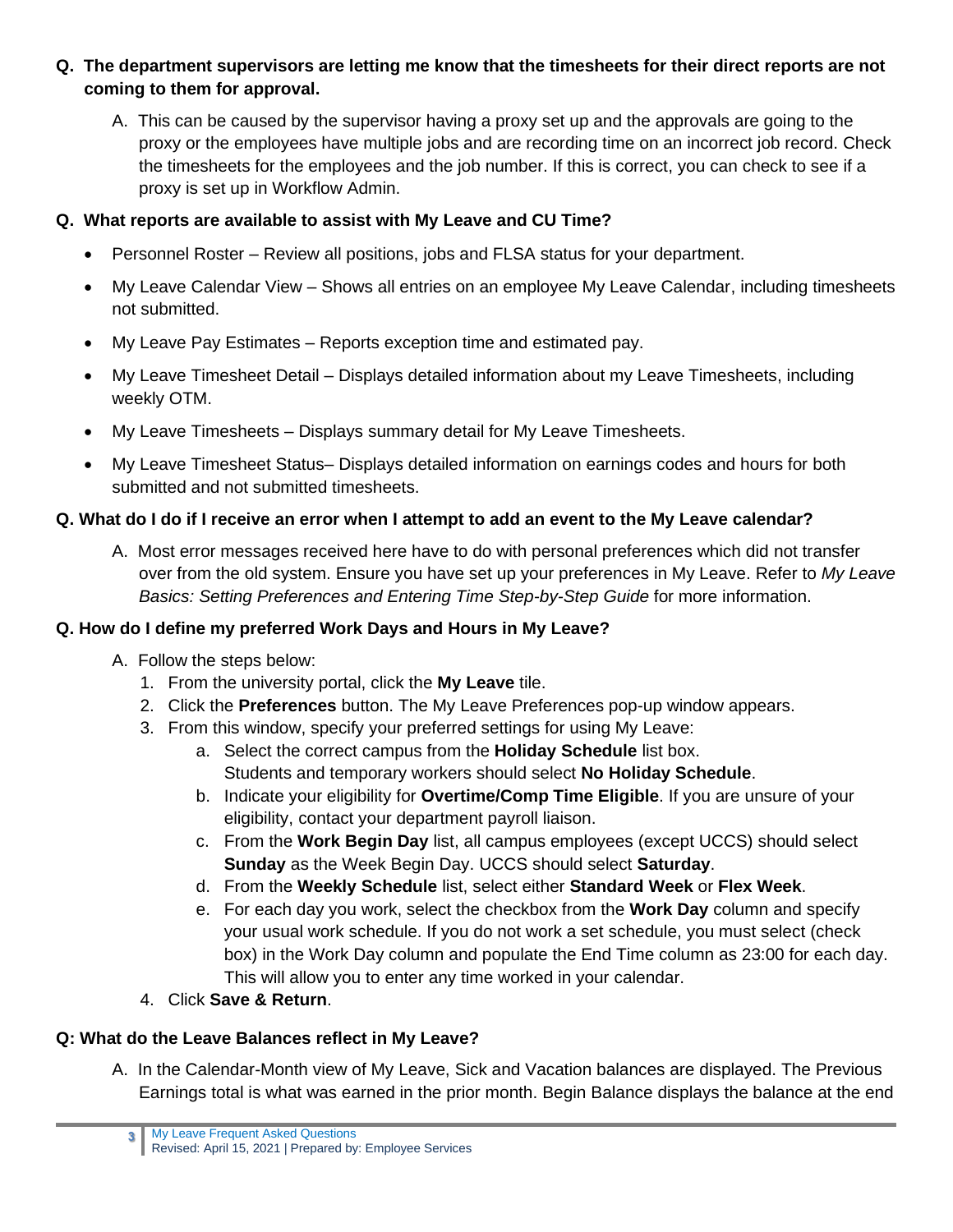**Q. The department supervisors are letting me know that the timesheets for their direct reports are not coming to them for approval.**

A. This can be caused by the supervisor having a proxy set up and the approvals are going to the proxy or the employees have multiple jobs and are recording time on an incorrect job record. Check the timesheets for the employees and the job number. If this is correct, you can check to see if a proxy is set up in Workflow Admin.

**Q. What reports are available to assist with My Leave and CU Time?**

- Personnel Roster – Review all positions, jobs and FLSA status for your department.
- My Leave Calendar View – Shows all entries on an employee My Leave Calendar, including timesheets not submitted.
- My Leave Pay Estimates – Reports exception time and estimated pay.
- My Leave Timesheet Detail – Displays detailed information about my Leave Timesheets, including weekly OTM.
- My Leave Timesheets – Displays summary detail for My Leave Timesheets.
- My Leave Timesheet Status– Displays detailed information on earnings codes and hours for both submitted and not submitted timesheets.

**Q. What do I do if I receive an error when I attempt to add an event to the My Leave calendar?**

A. Most error messages received here have to do with personal preferences which did not transfer over from the old system. Ensure you have set up your preferences in My Leave. Refer to *My Leave Basics: Setting Preferences and Entering Time Step-by-Step Guide* for more information.

**Q. How do I define my preferred Work Days and Hours in My Leave?**

A. Follow the steps below:

1. From the university portal, click the **My Leave** tile.
2. Click the **Preferences** button. The My Leave Preferences pop-up window appears.
3. From this window, specify your preferred settings for using My Leave:
   a. Select the correct campus from the **Holiday Schedule** list box. Students and temporary workers should select **No Holiday Schedule**.
   b. Indicate your eligibility for **Overtime/Comp Time Eligible**. If you are unsure of your eligibility, contact your department payroll liaison.
   c. From the **Work Begin Day** list, all campus employees (except UCCS) should select **Sunday** as the Week Begin Day. UCCS should select **Saturday**.
   d. From the **Weekly Schedule** list, select either **Standard Week** or **Flex Week**.
   e. For each day you work, select the checkbox from the **Work Day** column and specify your usual work schedule. If you do not work a set schedule, you must select (check box) in the Work Day column and populate the End Time column as 23:00 for each day. This will allow you to enter any time worked in your calendar.
4. Click **Save & Return**.

**Q: What do the Leave Balances reflect in My Leave?**

A. In the Calendar-Month view of My Leave, Sick and Vacation balances are displayed. The Previous Earnings total is what was earned in the prior month. Begin Balance displays the balance at the end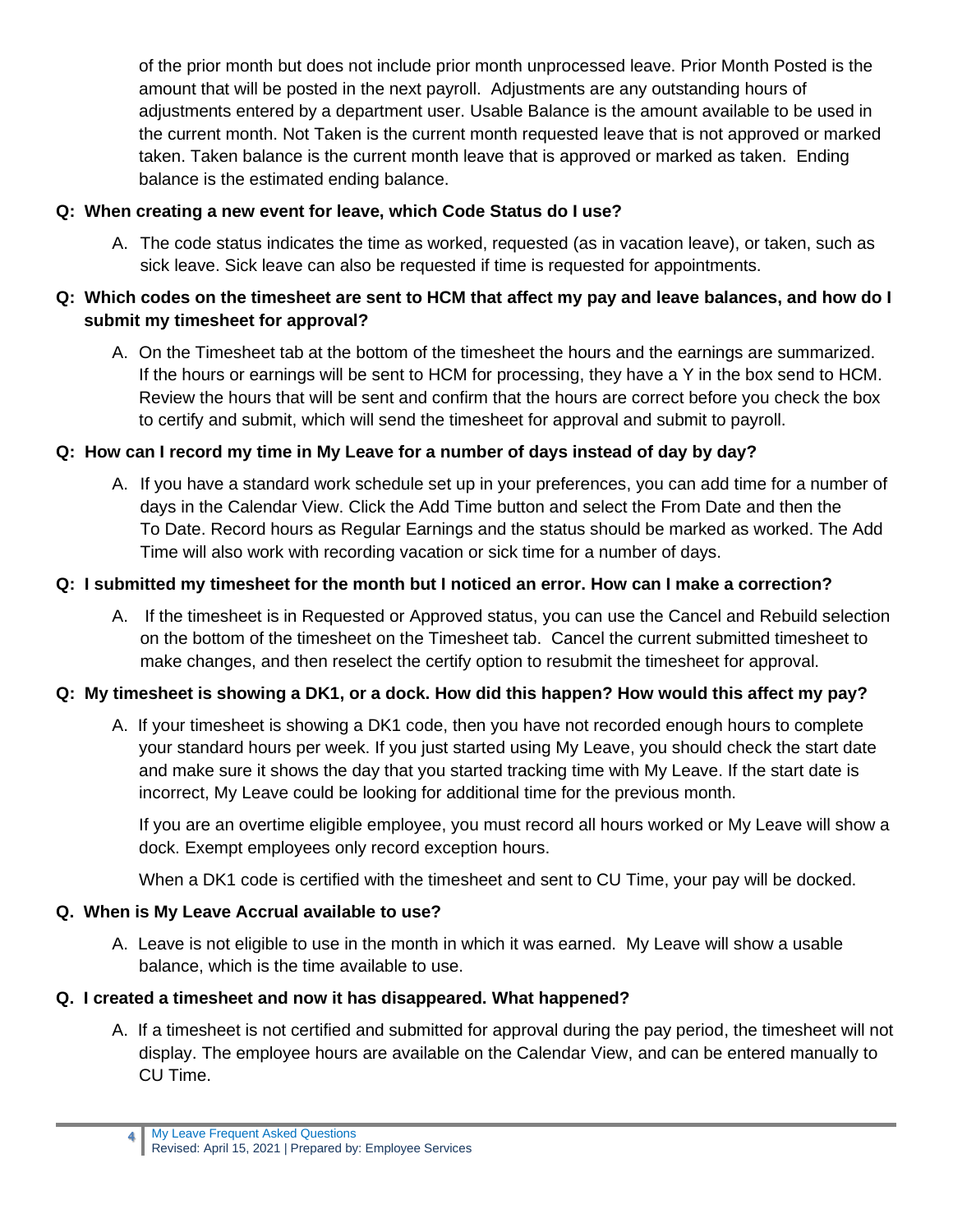of the prior month but does not include prior month unprocessed leave. Prior Month Posted is the amount that will be posted in the next payroll. Adjustments are any outstanding hours of adjustments entered by a department user. Usable Balance is the amount available to be used in the current month. Not Taken is the current month requested leave that is not approved or marked taken. Taken balance is the current month leave that is approved or marked as taken. Ending balance is the estimated ending balance.

**Q: When creating a new event for leave, which Code Status do I use?**

A. The code status indicates the time as worked, requested (as in vacation leave), or taken, such as sick leave. Sick leave can also be requested if time is requested for appointments.

**Q: Which codes on the timesheet are sent to HCM that affect my pay and leave balances, and how do I submit my timesheet for approval?**

A. On the Timesheet tab at the bottom of the timesheet the hours and the earnings are summarized. If the hours or earnings will be sent to HCM for processing, they have a Y in the box send to HCM. Review the hours that will be sent and confirm that the hours are correct before you check the box to certify and submit, which will send the timesheet for approval and submit to payroll.

**Q: How can I record my time in My Leave for a number of days instead of day by day?**

A. If you have a standard work schedule set up in your preferences, you can add time for a number of days in the Calendar View. Click the Add Time button and select the From Date and then the To Date. Record hours as Regular Earnings and the status should be marked as worked. The Add Time will also work with recording vacation or sick time for a number of days.

**Q: I submitted my timesheet for the month but I noticed an error. How can I make a correction?**

A. If the timesheet is in Requested or Approved status, you can use the Cancel and Rebuild selection on the bottom of the timesheet on the Timesheet tab. Cancel the current submitted timesheet to make changes, and then reselect the certify option to resubmit the timesheet for approval.

**Q: My timesheet is showing a DK1, or a dock. How did this happen? How would this affect my pay?**

A. If your timesheet is showing a DK1 code, then you have not recorded enough hours to complete your standard hours per week. If you just started using My Leave, you should check the start date and make sure it shows the day that you started tracking time with My Leave. If the start date is incorrect, My Leave could be looking for additional time for the previous month.

If you are an overtime eligible employee, you must record all hours worked or My Leave will show a dock. Exempt employees only record exception hours.

When a DK1 code is certified with the timesheet and sent to CU Time, your pay will be docked.

**Q. When is My Leave Accrual available to use?**

A. Leave is not eligible to use in the month in which it was earned. My Leave will show a usable balance, which is the time available to use.

**Q. I created a timesheet and now it has disappeared. What happened?**

A. If a timesheet is not certified and submitted for approval during the pay period, the timesheet will not display. The employee hours are available on the Calendar View, and can be entered manually to CU Time.